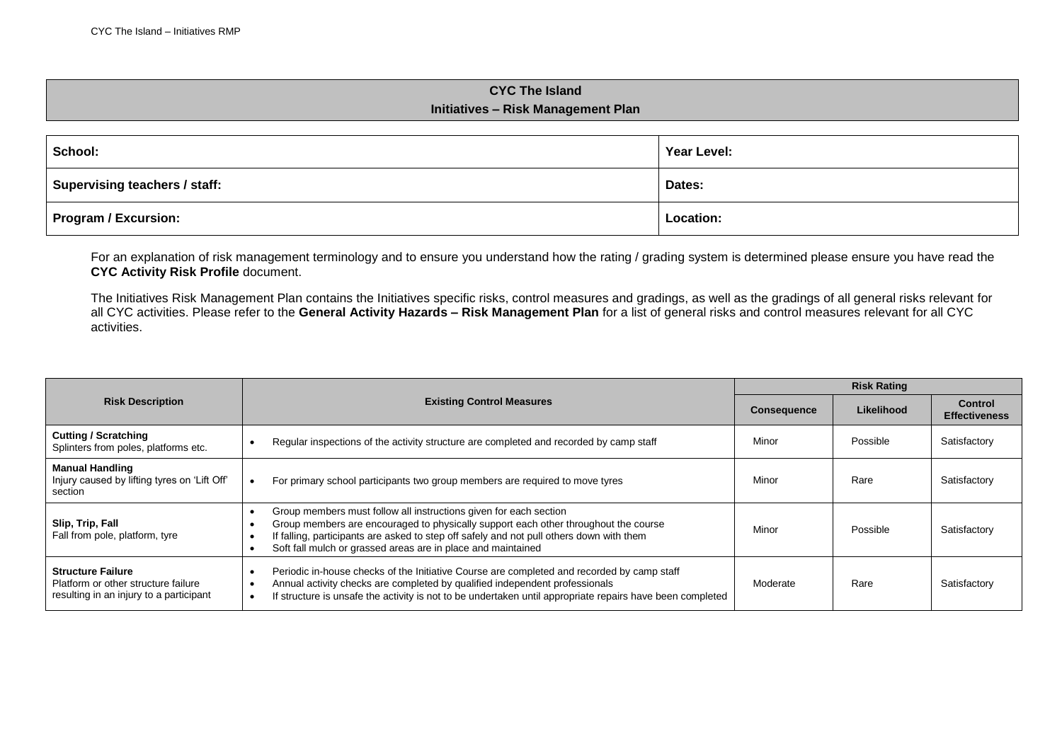# CYC The Island
## Initiatives – Risk Management Plan

| School: | Year Level: |
|---|---|
| Supervising teachers / staff: | Dates: |
| Program / Excursion: | Location: |

For an explanation of risk management terminology and to ensure you understand how the rating / grading system is determined please ensure you have read the **CYC Activity Risk Profile** document.

The Initiatives Risk Management Plan contains the Initiatives specific risks, control measures and gradings, as well as the gradings of all general risks relevant for all CYC activities. Please refer to the **General Activity Hazards – Risk Management Plan** for a list of general risks and control measures relevant for all CYC activities.

| Risk Description | Existing Control Measures | Risk Rating | | |
|---|---|---|---|---|
| | | Consequence | Likelihood | Control Effectiveness |
| **Cutting / Scratching**<br>Splinters from poles, platforms etc. | • Regular inspections of the activity structure are completed and recorded by camp staff | Minor | Possible | Satisfactory |
| **Manual Handling**<br>Injury caused by lifting tyres on 'Lift Off' section | • For primary school participants two group members are required to move tyres | Minor | Rare | Satisfactory |
| **Slip, Trip, Fall**<br>Fall from pole, platform, tyre | • Group members must follow all instructions given for each section<br>• Group members are encouraged to physically support each other throughout the course<br>• If falling, participants are asked to step off safely and not pull others down with them<br>• Soft fall mulch or grassed areas are in place and maintained | Minor | Possible | Satisfactory |
| **Structure Failure**<br>Platform or other structure failure resulting in an injury to a participant | • Periodic in-house checks of the Initiative Course are completed and recorded by camp staff<br>• Annual activity checks are completed by qualified independent professionals<br>• If structure is unsafe the activity is not to be undertaken until appropriate repairs have been completed | Moderate | Rare | Satisfactory |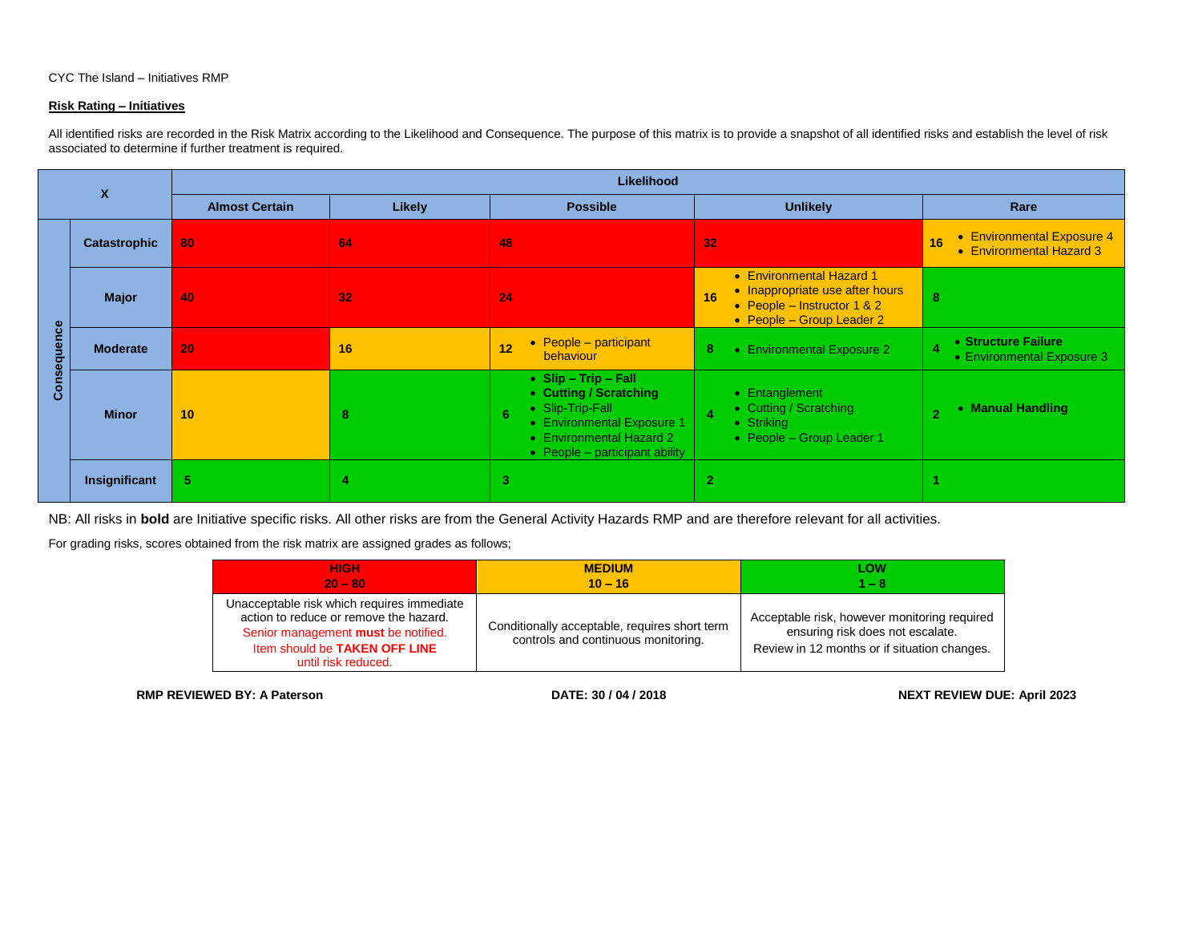CYC The Island – Initiatives RMP

**Risk Rating – Initiatives**

All identified risks are recorded in the Risk Matrix according to the Likelihood and Consequence. The purpose of this matrix is to provide a snapshot of all identified risks and establish the level of risk associated to determine if further treatment is required.

| X | | Likelihood | | | | |
|---|---|---|---|---|---|---|
| | | **Almost Certain** | **Likely** | **Possible** | **Unlikely** | **Rare** |
| **Consequence** | **Catastrophic** | **80** | **64** | **48** | **32** | **16** • Environmental Exposure 4 • Environmental Hazard 3 |
| | **Major** | **40** | **32** | **24** | **16** • Environmental Hazard 1 • Inappropriate use after hours • People – Instructor 1 & 2 • People – Group Leader 2 | **8** |
| | **Moderate** | **20** | **16** | **12** • People – participant behaviour | **8** • Environmental Exposure 2 | **4** • **Structure Failure** • Environmental Exposure 3 |
| | **Minor** | **10** | **8** | **6** • **Slip – Trip – Fall** • **Cutting / Scratching** • Slip-Trip-Fall • Environmental Exposure 1 • Environmental Hazard 2 • People – participant ability | **4** • Entanglement • Cutting / Scratching • Striking • People – Group Leader 1 | **2** • **Manual Handling** |
| | **Insignificant** | **5** | **4** | **3** | **2** | **1** |

NB: All risks in **bold** are Initiative specific risks. All other risks are from the General Activity Hazards RMP and are therefore relevant for all activities.

For grading risks, scores obtained from the risk matrix are assigned grades as follows;

| **HIGH** 20 – 80 | **MEDIUM** 10 – 16 | **LOW** 1 – 8 |
|---|---|---|
| Unacceptable risk which requires immediate action to reduce or remove the hazard. Senior management **must** be notified. Item should be **TAKEN OFF LINE** until risk reduced. | Conditionally acceptable, requires short term controls and continuous monitoring. | Acceptable risk, however monitoring required ensuring risk does not escalate. Review in 12 months or if situation changes. |

**RMP REVIEWED BY: A Paterson** **DATE: 30 / 04 / 2018** **NEXT REVIEW DUE: April 2023**